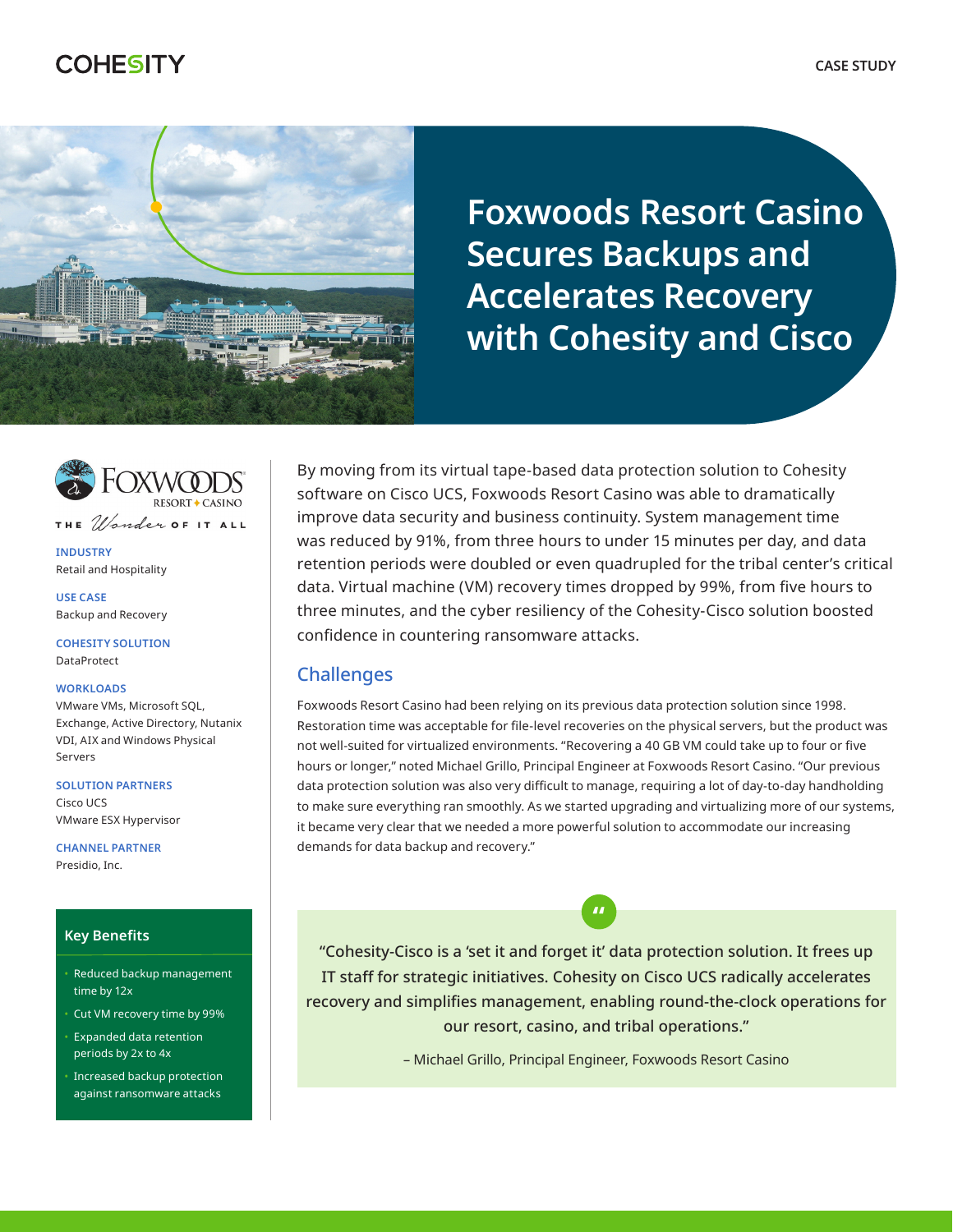COHESITY

CASE STUDY

# Foxwoods Resort Casino Secures Backups and Accelerates Recovery with Cohesity and Cisco

FOXWOODS RESORT CASINO
THE Wonder OF IT ALL

**INDUSTRY**
Retail and Hospitality

**USE CASE**
Backup and Recovery

**COHESITY SOLUTION**
DataProtect

**WORKLOADS**
VMware VMs, Microsoft SQL, Exchange, Active Directory, Nutanix VDI, AIX and Windows Physical Servers

**SOLUTION PARTNERS**
Cisco UCS
VMware ESX Hypervisor

**CHANNEL PARTNER**
Presidio, Inc.

### Key Benefits

- Reduced backup management time by 12x
- Cut VM recovery time by 99%
- Expanded data retention periods by 2x to 4x
- Increased backup protection against ransomware attacks

By moving from its virtual tape-based data protection solution to Cohesity software on Cisco UCS, Foxwoods Resort Casino was able to dramatically improve data security and business continuity. System management time was reduced by 91%, from three hours to under 15 minutes per day, and data retention periods were doubled or even quadrupled for the tribal center's critical data. Virtual machine (VM) recovery times dropped by 99%, from five hours to three minutes, and the cyber resiliency of the Cohesity-Cisco solution boosted confidence in countering ransomware attacks.

## Challenges

Foxwoods Resort Casino had been relying on its previous data protection solution since 1998. Restoration time was acceptable for file-level recoveries on the physical servers, but the product was not well-suited for virtualized environments. "Recovering a 40 GB VM could take up to four or five hours or longer," noted Michael Grillo, Principal Engineer at Foxwoods Resort Casino. "Our previous data protection solution was also very difficult to manage, requiring a lot of day-to-day handholding to make sure everything ran smoothly. As we started upgrading and virtualizing more of our systems, it became very clear that we needed a more powerful solution to accommodate our increasing demands for data backup and recovery."

> "Cohesity-Cisco is a 'set it and forget it' data protection solution. It frees up IT staff for strategic initiatives. Cohesity on Cisco UCS radically accelerates recovery and simplifies management, enabling round-the-clock operations for our resort, casino, and tribal operations."
>
> – Michael Grillo, Principal Engineer, Foxwoods Resort Casino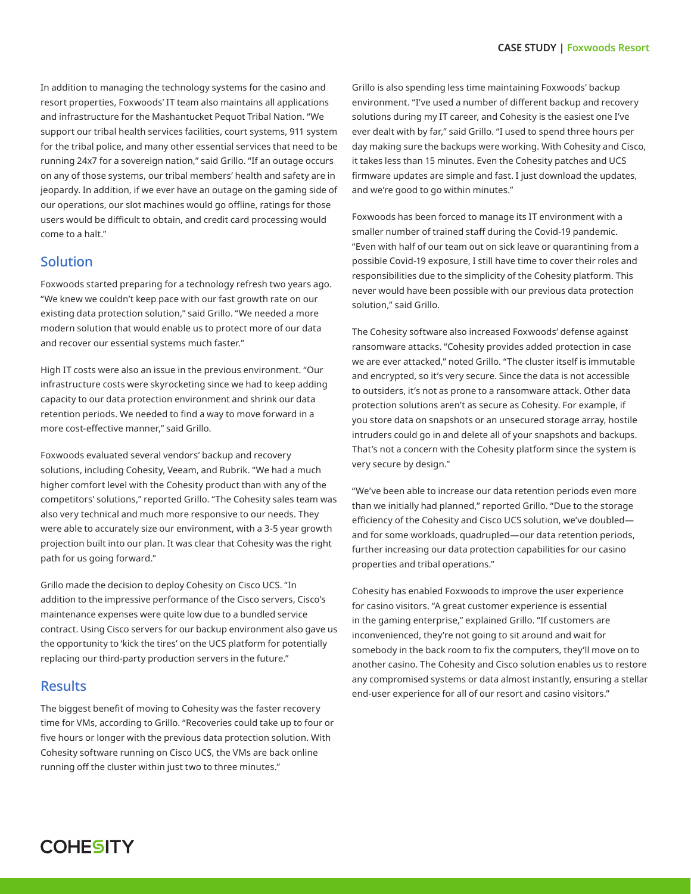In addition to managing the technology systems for the casino and resort properties, Foxwoods' IT team also maintains all applications and infrastructure for the Mashantucket Pequot Tribal Nation. "We support our tribal health services facilities, court systems, 911 system for the tribal police, and many other essential services that need to be running 24x7 for a sovereign nation," said Grillo. "If an outage occurs on any of those systems, our tribal members' health and safety are in jeopardy. In addition, if we ever have an outage on the gaming side of our operations, our slot machines would go offline, ratings for those users would be difficult to obtain, and credit card processing would come to a halt."

## Solution

Foxwoods started preparing for a technology refresh two years ago. "We knew we couldn't keep pace with our fast growth rate on our existing data protection solution," said Grillo. "We needed a more modern solution that would enable us to protect more of our data and recover our essential systems much faster."

High IT costs were also an issue in the previous environment. "Our infrastructure costs were skyrocketing since we had to keep adding capacity to our data protection environment and shrink our data retention periods. We needed to find a way to move forward in a more cost-effective manner," said Grillo.

Foxwoods evaluated several vendors' backup and recovery solutions, including Cohesity, Veeam, and Rubrik. "We had a much higher comfort level with the Cohesity product than with any of the competitors' solutions," reported Grillo. "The Cohesity sales team was also very technical and much more responsive to our needs. They were able to accurately size our environment, with a 3-5 year growth projection built into our plan. It was clear that Cohesity was the right path for us going forward."

Grillo made the decision to deploy Cohesity on Cisco UCS. "In addition to the impressive performance of the Cisco servers, Cisco's maintenance expenses were quite low due to a bundled service contract. Using Cisco servers for our backup environment also gave us the opportunity to 'kick the tires' on the UCS platform for potentially replacing our third-party production servers in the future."

## Results

The biggest benefit of moving to Cohesity was the faster recovery time for VMs, according to Grillo. "Recoveries could take up to four or five hours or longer with the previous data protection solution. With Cohesity software running on Cisco UCS, the VMs are back online running off the cluster within just two to three minutes."

Grillo is also spending less time maintaining Foxwoods' backup environment. "I've used a number of different backup and recovery solutions during my IT career, and Cohesity is the easiest one I've ever dealt with by far," said Grillo. "I used to spend three hours per day making sure the backups were working. With Cohesity and Cisco, it takes less than 15 minutes. Even the Cohesity patches and UCS firmware updates are simple and fast. I just download the updates, and we're good to go within minutes."

Foxwoods has been forced to manage its IT environment with a smaller number of trained staff during the Covid-19 pandemic. "Even with half of our team out on sick leave or quarantining from a possible Covid-19 exposure, I still have time to cover their roles and responsibilities due to the simplicity of the Cohesity platform. This never would have been possible with our previous data protection solution," said Grillo.

The Cohesity software also increased Foxwoods' defense against ransomware attacks. "Cohesity provides added protection in case we are ever attacked," noted Grillo. "The cluster itself is immutable and encrypted, so it's very secure. Since the data is not accessible to outsiders, it's not as prone to a ransomware attack. Other data protection solutions aren't as secure as Cohesity. For example, if you store data on snapshots or an unsecured storage array, hostile intruders could go in and delete all of your snapshots and backups. That's not a concern with the Cohesity platform since the system is very secure by design."

"We've been able to increase our data retention periods even more than we initially had planned," reported Grillo. "Due to the storage efficiency of the Cohesity and Cisco UCS solution, we've doubled—and for some workloads, quadrupled—our data retention periods, further increasing our data protection capabilities for our casino properties and tribal operations."

Cohesity has enabled Foxwoods to improve the user experience for casino visitors. "A great customer experience is essential in the gaming enterprise," explained Grillo. "If customers are inconvenienced, they're not going to sit around and wait for somebody in the back room to fix the computers, they'll move on to another casino. The Cohesity and Cisco solution enables us to restore any compromised systems or data almost instantly, ensuring a stellar end-user experience for all of our resort and casino visitors."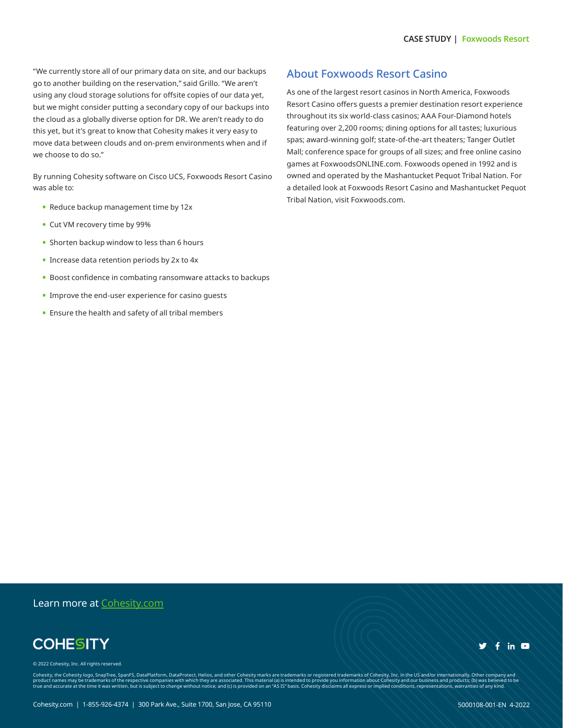"We currently store all of our primary data on site, and our backups go to another building on the reservation," said Grillo. "We aren't using any cloud storage solutions for offsite copies of our data yet, but we might consider putting a secondary copy of our backups into the cloud as a globally diverse option for DR. We aren't ready to do this yet, but it's great to know that Cohesity makes it very easy to move data between clouds and on-prem environments when and if we choose to do so."

By running Cohesity software on Cisco UCS, Foxwoods Resort Casino was able to:

- Reduce backup management time by 12x
- Cut VM recovery time by 99%
- Shorten backup window to less than 6 hours
- Increase data retention periods by 2x to 4x
- Boost confidence in combating ransomware attacks to backups
- Improve the end-user experience for casino guests
- Ensure the health and safety of all tribal members

## About Foxwoods Resort Casino

As one of the largest resort casinos in North America, Foxwoods Resort Casino offers guests a premier destination resort experience throughout its six world-class casinos; AAA Four-Diamond hotels featuring over 2,200 rooms; dining options for all tastes; luxurious spas; award-winning golf; state-of-the-art theaters; Tanger Outlet Mall; conference space for groups of all sizes; and free online casino games at FoxwoodsONLINE.com. Foxwoods opened in 1992 and is owned and operated by the Mashantucket Pequot Tribal Nation. For a detailed look at Foxwoods Resort Casino and Mashantucket Pequot Tribal Nation, visit Foxwoods.com.

Learn more at [Cohesity.com](https://www.cohesity.com)

COHESITY

© 2022 Cohesity, Inc. All rights reserved.

Cohesity, the Cohesity logo, SnapTree, SpanFS, DataPlatform, DataProtect, Helios, and other Cohesity marks are trademarks or registered trademarks of Cohesity, Inc. in the US and/or internationally. Other company and product names may be trademarks of the respective companies with which they are associated. This material (a) is intended to provide you information about Cohesity and our business and products; (b) was believed to be true and accurate at the time it was written, but is subject to change without notice; and (c) is provided on an "AS IS" basis. Cohesity disclaims all express or implied conditions, representations, warranties of any kind.

Cohesity.com | 1-855-926-4374 | 300 Park Ave., Suite 1700, San Jose, CA 95110

5000108-001-EN 4-2022